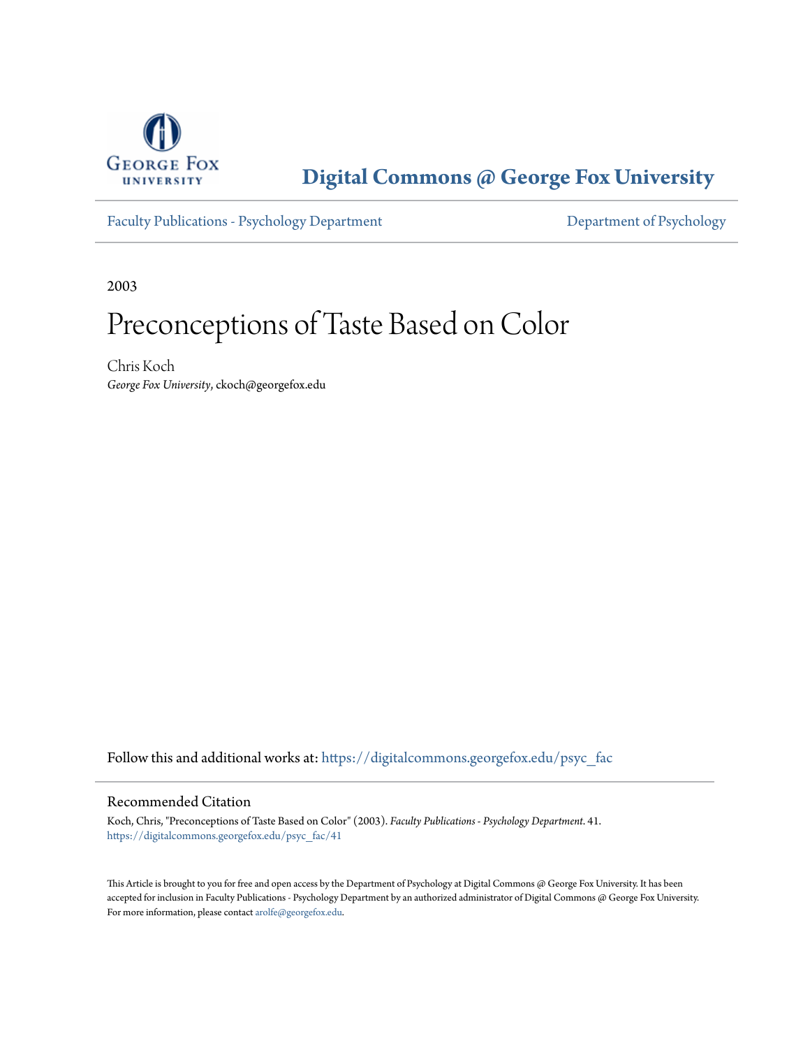George Fox University

# Digital Commons @ George Fox University

Faculty Publications - Psychology Department | Department of Psychology

2003

# Preconceptions of Taste Based on Color

Chris Koch
*George Fox University*, ckoch@georgefox.edu

Follow this and additional works at: https://digitalcommons.georgefox.edu/psyc_fac

## Recommended Citation

Koch, Chris, "Preconceptions of Taste Based on Color" (2003). *Faculty Publications - Psychology Department*. 41.
https://digitalcommons.georgefox.edu/psyc_fac/41

This Article is brought to you for free and open access by the Department of Psychology at Digital Commons @ George Fox University. It has been accepted for inclusion in Faculty Publications - Psychology Department by an authorized administrator of Digital Commons @ George Fox University. For more information, please contact arolfe@georgefox.edu.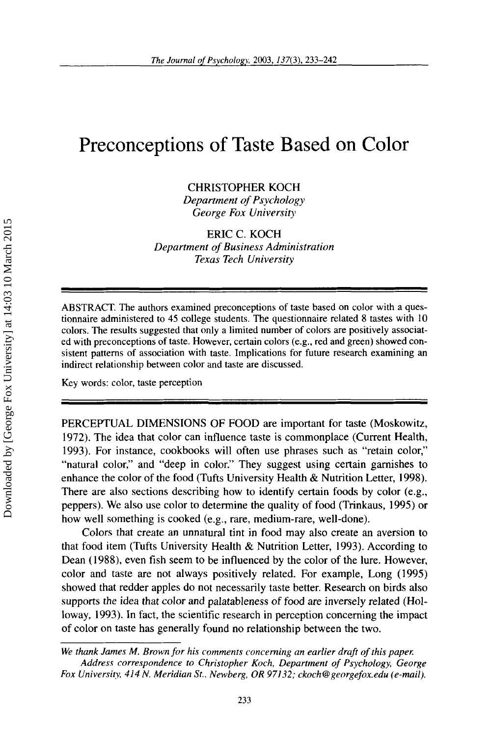# Preconceptions of Taste Based on Color

CHRISTOPHER KOCH
*Department of Psychology*
*George Fox University*

ERIC C. KOCH
*Department of Business Administration*
*Texas Tech University*

ABSTRACT. The authors examined preconceptions of taste based on color with a questionnaire administered to 45 college students. The questionnaire related 8 tastes with 10 colors. The results suggested that only a limited number of colors are positively associated with preconceptions of taste. However, certain colors (e.g., red and green) showed consistent patterns of association with taste. Implications for future research examining an indirect relationship between color and taste are discussed.

Key words: color, taste perception

PERCEPTUAL DIMENSIONS OF FOOD are important for taste (Moskowitz, 1972). The idea that color can influence taste is commonplace (Current Health, 1993). For instance, cookbooks will often use phrases such as "retain color," "natural color," and "deep in color." They suggest using certain garnishes to enhance the color of the food (Tufts University Health & Nutrition Letter, 1998). There are also sections describing how to identify certain foods by color (e.g., peppers). We also use color to determine the quality of food (Trinkaus, 1995) or how well something is cooked (e.g., rare, medium-rare, well-done).

Colors that create an unnatural tint in food may also create an aversion to that food item (Tufts University Health & Nutrition Letter, 1993). According to Dean (1988), even fish seem to be influenced by the color of the lure. However, color and taste are not always positively related. For example, Long (1995) showed that redder apples do not necessarily taste better. Research on birds also supports the idea that color and palatableness of food are inversely related (Holloway, 1993). In fact, the scientific research in perception concerning the impact of color on taste has generally found no relationship between the two.

*We thank James M. Brown for his comments concerning an earlier draft of this paper.*

*Address correspondence to Christopher Koch, Department of Psychology, George Fox University, 414 N. Meridian St., Newberg, OR 97132; ckoch@georgefox.edu (e-mail).*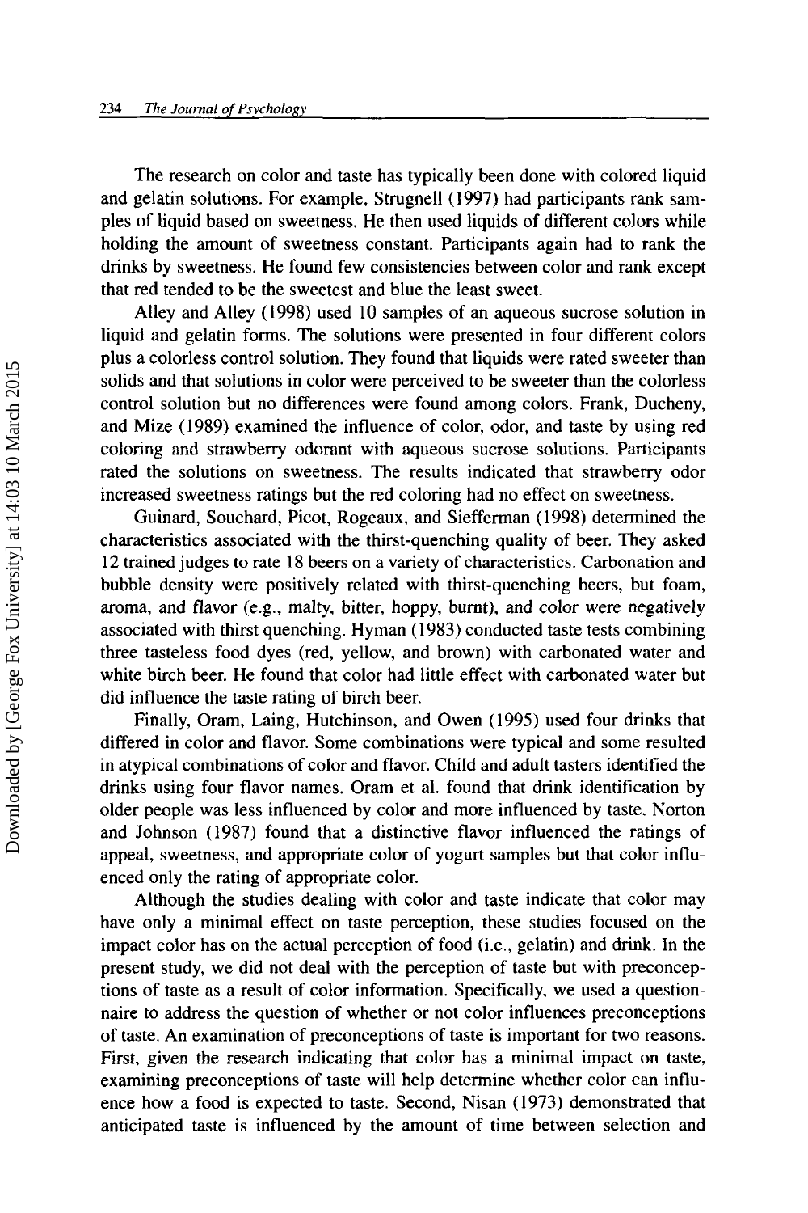The research on color and taste has typically been done with colored liquid and gelatin solutions. For example, Strugnell (1997) had participants rank samples of liquid based on sweetness. He then used liquids of different colors while holding the amount of sweetness constant. Participants again had to rank the drinks by sweetness. He found few consistencies between color and rank except that red tended to be the sweetest and blue the least sweet.

Alley and Alley (1998) used 10 samples of an aqueous sucrose solution in liquid and gelatin forms. The solutions were presented in four different colors plus a colorless control solution. They found that liquids were rated sweeter than solids and that solutions in color were perceived to be sweeter than the colorless control solution but no differences were found among colors. Frank, Ducheny, and Mize (1989) examined the influence of color, odor, and taste by using red coloring and strawberry odorant with aqueous sucrose solutions. Participants rated the solutions on sweetness. The results indicated that strawberry odor increased sweetness ratings but the red coloring had no effect on sweetness.

Guinard, Souchard, Picot, Rogeaux, and Siefferman (1998) determined the characteristics associated with the thirst-quenching quality of beer. They asked 12 trained judges to rate 18 beers on a variety of characteristics. Carbonation and bubble density were positively related with thirst-quenching beers, but foam, aroma, and flavor (e.g., malty, bitter, hoppy, burnt), and color were negatively associated with thirst quenching. Hyman (1983) conducted taste tests combining three tasteless food dyes (red, yellow, and brown) with carbonated water and white birch beer. He found that color had little effect with carbonated water but did influence the taste rating of birch beer.

Finally, Oram, Laing, Hutchinson, and Owen (1995) used four drinks that differed in color and flavor. Some combinations were typical and some resulted in atypical combinations of color and flavor. Child and adult tasters identified the drinks using four flavor names. Oram et al. found that drink identification by older people was less influenced by color and more influenced by taste. Norton and Johnson (1987) found that a distinctive flavor influenced the ratings of appeal, sweetness, and appropriate color of yogurt samples but that color influenced only the rating of appropriate color.

Although the studies dealing with color and taste indicate that color may have only a minimal effect on taste perception, these studies focused on the impact color has on the actual perception of food (i.e., gelatin) and drink. In the present study, we did not deal with the perception of taste but with preconceptions of taste as a result of color information. Specifically, we used a questionnaire to address the question of whether or not color influences preconceptions of taste. An examination of preconceptions of taste is important for two reasons. First, given the research indicating that color has a minimal impact on taste, examining preconceptions of taste will help determine whether color can influence how a food is expected to taste. Second, Nisan (1973) demonstrated that anticipated taste is influenced by the amount of time between selection and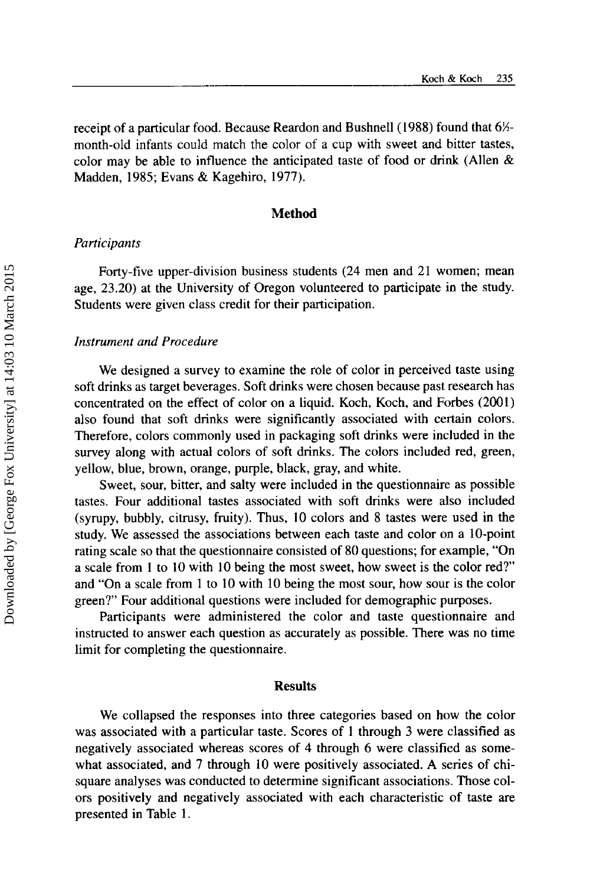receipt of a particular food. Because Reardon and Bushnell (1988) found that 6½-month-old infants could match the color of a cup with sweet and bitter tastes, color may be able to influence the anticipated taste of food or drink (Allen & Madden, 1985; Evans & Kagehiro, 1977).

## Method

### *Participants*

Forty-five upper-division business students (24 men and 21 women; mean age, 23.20) at the University of Oregon volunteered to participate in the study. Students were given class credit for their participation.

### *Instrument and Procedure*

We designed a survey to examine the role of color in perceived taste using soft drinks as target beverages. Soft drinks were chosen because past research has concentrated on the effect of color on a liquid. Koch, Koch, and Forbes (2001) also found that soft drinks were significantly associated with certain colors. Therefore, colors commonly used in packaging soft drinks were included in the survey along with actual colors of soft drinks. The colors included red, green, yellow, blue, brown, orange, purple, black, gray, and white.

Sweet, sour, bitter, and salty were included in the questionnaire as possible tastes. Four additional tastes associated with soft drinks were also included (syrupy, bubbly, citrusy, fruity). Thus, 10 colors and 8 tastes were used in the study. We assessed the associations between each taste and color on a 10-point rating scale so that the questionnaire consisted of 80 questions; for example, "On a scale from 1 to 10 with 10 being the most sweet, how sweet is the color red?" and "On a scale from 1 to 10 with 10 being the most sour, how sour is the color green?" Four additional questions were included for demographic purposes.

Participants were administered the color and taste questionnaire and instructed to answer each question as accurately as possible. There was no time limit for completing the questionnaire.

## Results

We collapsed the responses into three categories based on how the color was associated with a particular taste. Scores of 1 through 3 were classified as negatively associated whereas scores of 4 through 6 were classified as somewhat associated, and 7 through 10 were positively associated. A series of chi-square analyses was conducted to determine significant associations. Those colors positively and negatively associated with each characteristic of taste are presented in Table 1.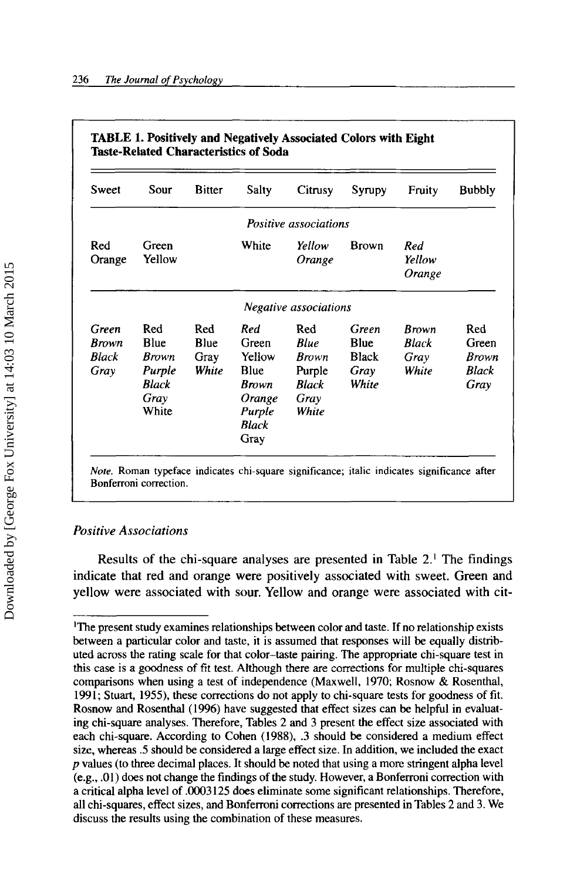**TABLE 1. Positively and Negatively Associated Colors with Eight Taste-Related Characteristics of Soda**

| Sweet | Sour | Bitter | Salty | Citrusy | Syrupy | Fruity | Bubbly |
|---|---|---|---|---|---|---|---|
| | | | *Positive associations* | | | | |
| Red | Green | | White | *Yellow* | Brown | *Red* | |
| Orange | Yellow | | | *Orange* | | *Yellow* | |
| | | | | | | *Orange* | |
| | | | *Negative associations* | | | | |
| *Green* | Red | Red | *Red* | Red | *Green* | *Brown* | Red |
| *Brown* | Blue | Blue | Green | *Blue* | Blue | *Black* | Green |
| *Black* | *Brown* | Gray | Yellow | *Brown* | Black | *Gray* | *Brown* |
| *Gray* | *Purple* | *White* | Blue | Purple | *Gray* | *White* | *Black* |
| | *Black* | | *Brown* | *Black* | *White* | | *Gray* |
| | *Gray* | | *Orange* | *Gray* | | | |
| | White | | *Purple* | *White* | | | |
| | | | *Black* | | | | |
| | | | Gray | | | | |

*Note.* Roman typeface indicates chi-square significance; italic indicates significance after Bonferroni correction.

### *Positive Associations*

Results of the chi-square analyses are presented in Table 2.[1] The findings indicate that red and orange were positively associated with sweet. Green and yellow were associated with sour. Yellow and orange were associated with cit-

[1]The present study examines relationships between color and taste. If no relationship exists between a particular color and taste, it is assumed that responses will be equally distributed across the rating scale for that color–taste pairing. The appropriate chi-square test in this case is a goodness of fit test. Although there are corrections for multiple chi-squares comparisons when using a test of independence (Maxwell, 1970; Rosnow & Rosenthal, 1991; Stuart, 1955), these corrections do not apply to chi-square tests for goodness of fit. Rosnow and Rosenthal (1996) have suggested that effect sizes can be helpful in evaluating chi-square analyses. Therefore, Tables 2 and 3 present the effect size associated with each chi-square. According to Cohen (1988), .3 should be considered a medium effect size, whereas .5 should be considered a large effect size. In addition, we included the exact $p$ values (to three decimal places. It should be noted that using a more stringent alpha level (e.g., .01) does not change the findings of the study. However, a Bonferroni correction with a critical alpha level of .0003125 does eliminate some significant relationships. Therefore, all chi-squares, effect sizes, and Bonferroni corrections are presented in Tables 2 and 3. We discuss the results using the combination of these measures.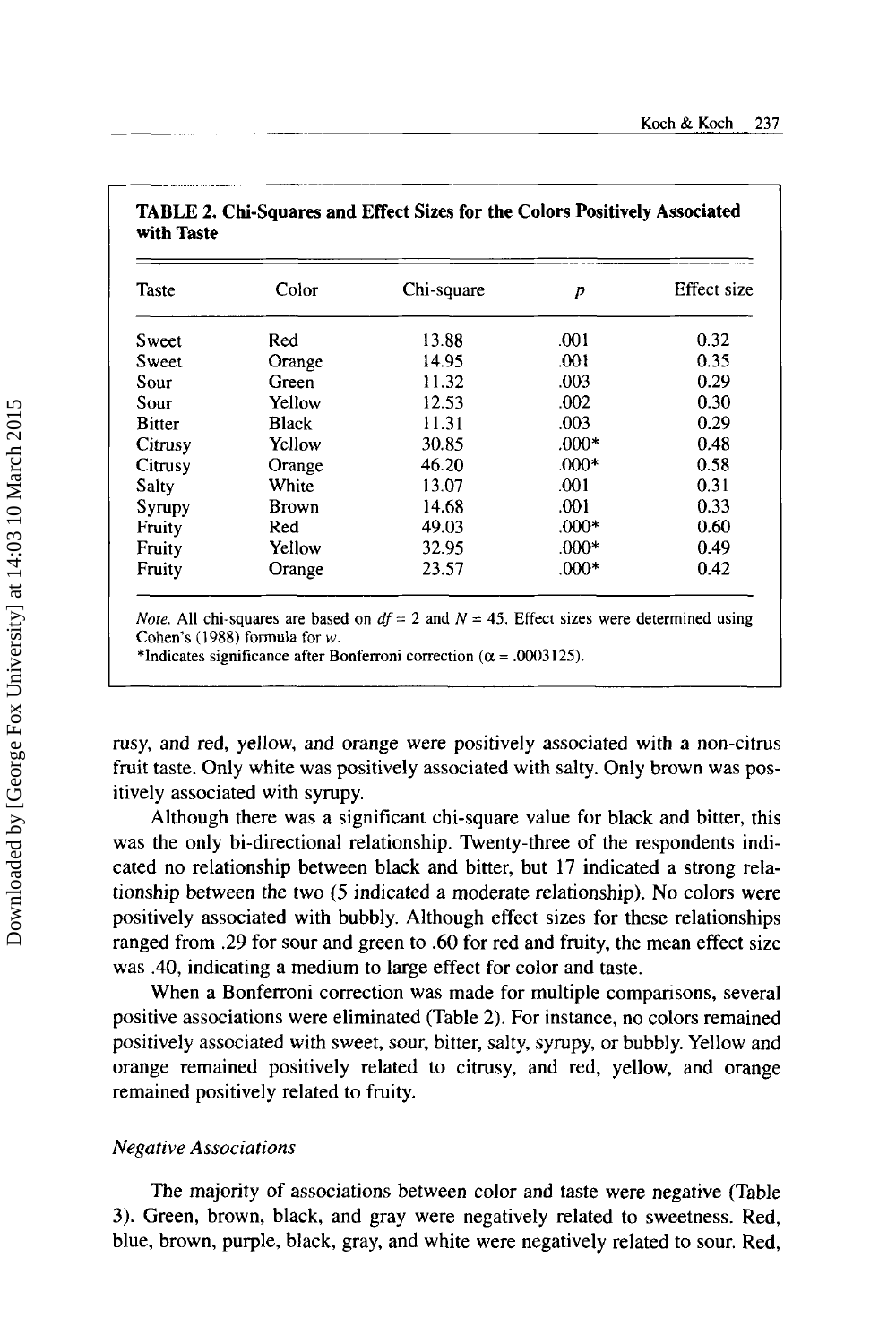**TABLE 2. Chi-Squares and Effect Sizes for the Colors Positively Associated with Taste**

| Taste | Color | Chi-square | *p* | Effect size |
|---|---|---|---|---|
| Sweet | Red | 13.88 | .001 | 0.32 |
| Sweet | Orange | 14.95 | .001 | 0.35 |
| Sour | Green | 11.32 | .003 | 0.29 |
| Sour | Yellow | 12.53 | .002 | 0.30 |
| Bitter | Black | 11.31 | .003 | 0.29 |
| Citrusy | Yellow | 30.85 | .000* | 0.48 |
| Citrusy | Orange | 46.20 | .000* | 0.58 |
| Salty | White | 13.07 | .001 | 0.31 |
| Syrupy | Brown | 14.68 | .001 | 0.33 |
| Fruity | Red | 49.03 | .000* | 0.60 |
| Fruity | Yellow | 32.95 | .000* | 0.49 |
| Fruity | Orange | 23.57 | .000* | 0.42 |

*Note.* All chi-squares are based on $df = 2$ and $N = 45$. Effect sizes were determined using Cohen's (1988) formula for *w*.
*Indicates significance after Bonferroni correction ($\alpha = .0003125$).

rusy, and red, yellow, and orange were positively associated with a non-citrus fruit taste. Only white was positively associated with salty. Only brown was positively associated with syrupy.

Although there was a significant chi-square value for black and bitter, this was the only bi-directional relationship. Twenty-three of the respondents indicated no relationship between black and bitter, but 17 indicated a strong relationship between the two (5 indicated a moderate relationship). No colors were positively associated with bubbly. Although effect sizes for these relationships ranged from .29 for sour and green to .60 for red and fruity, the mean effect size was .40, indicating a medium to large effect for color and taste.

When a Bonferroni correction was made for multiple comparisons, several positive associations were eliminated (Table 2). For instance, no colors remained positively associated with sweet, sour, bitter, salty, syrupy, or bubbly. Yellow and orange remained positively related to citrusy, and red, yellow, and orange remained positively related to fruity.

### *Negative Associations*

The majority of associations between color and taste were negative (Table 3). Green, brown, black, and gray were negatively related to sweetness. Red, blue, brown, purple, black, gray, and white were negatively related to sour. Red,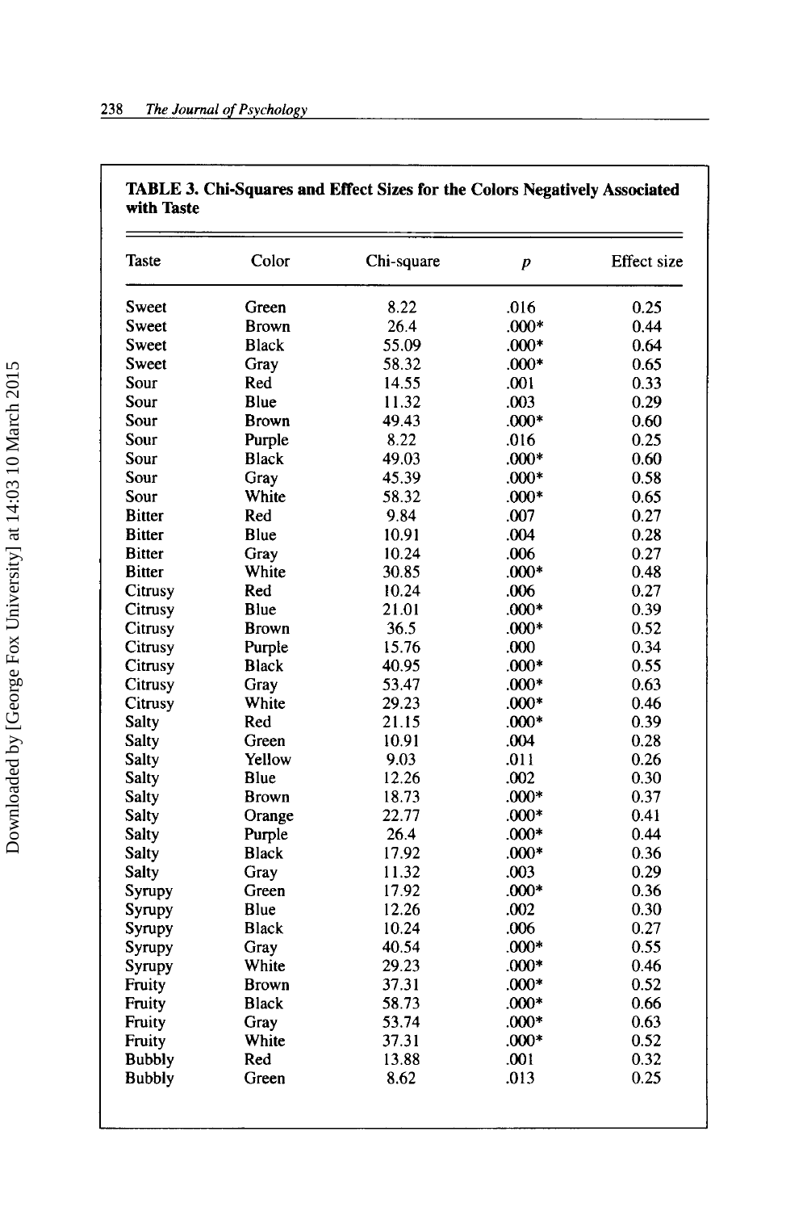**TABLE 3. Chi-Squares and Effect Sizes for the Colors Negatively Associated with Taste**

| Taste | Color | Chi-square | *p* | Effect size |
|---|---|---|---|---|
| Sweet | Green | 8.22 | .016 | 0.25 |
| Sweet | Brown | 26.4 | .000* | 0.44 |
| Sweet | Black | 55.09 | .000* | 0.64 |
| Sweet | Gray | 58.32 | .000* | 0.65 |
| Sour | Red | 14.55 | .001 | 0.33 |
| Sour | Blue | 11.32 | .003 | 0.29 |
| Sour | Brown | 49.43 | .000* | 0.60 |
| Sour | Purple | 8.22 | .016 | 0.25 |
| Sour | Black | 49.03 | .000* | 0.60 |
| Sour | Gray | 45.39 | .000* | 0.58 |
| Sour | White | 58.32 | .000* | 0.65 |
| Bitter | Red | 9.84 | .007 | 0.27 |
| Bitter | Blue | 10.91 | .004 | 0.28 |
| Bitter | Gray | 10.24 | .006 | 0.27 |
| Bitter | White | 30.85 | .000* | 0.48 |
| Citrusy | Red | 10.24 | .006 | 0.27 |
| Citrusy | Blue | 21.01 | .000* | 0.39 |
| Citrusy | Brown | 36.5 | .000* | 0.52 |
| Citrusy | Purple | 15.76 | .000 | 0.34 |
| Citrusy | Black | 40.95 | .000* | 0.55 |
| Citrusy | Gray | 53.47 | .000* | 0.63 |
| Citrusy | White | 29.23 | .000* | 0.46 |
| Salty | Red | 21.15 | .000* | 0.39 |
| Salty | Green | 10.91 | .004 | 0.28 |
| Salty | Yellow | 9.03 | .011 | 0.26 |
| Salty | Blue | 12.26 | .002 | 0.30 |
| Salty | Brown | 18.73 | .000* | 0.37 |
| Salty | Orange | 22.77 | .000* | 0.41 |
| Salty | Purple | 26.4 | .000* | 0.44 |
| Salty | Black | 17.92 | .000* | 0.36 |
| Salty | Gray | 11.32 | .003 | 0.29 |
| Syrupy | Green | 17.92 | .000* | 0.36 |
| Syrupy | Blue | 12.26 | .002 | 0.30 |
| Syrupy | Black | 10.24 | .006 | 0.27 |
| Syrupy | Gray | 40.54 | .000* | 0.55 |
| Syrupy | White | 29.23 | .000* | 0.46 |
| Fruity | Brown | 37.31 | .000* | 0.52 |
| Fruity | Black | 58.73 | .000* | 0.66 |
| Fruity | Gray | 53.74 | .000* | 0.63 |
| Fruity | White | 37.31 | .000* | 0.52 |
| Bubbly | Red | 13.88 | .001 | 0.32 |
| Bubbly | Green | 8.62 | .013 | 0.25 |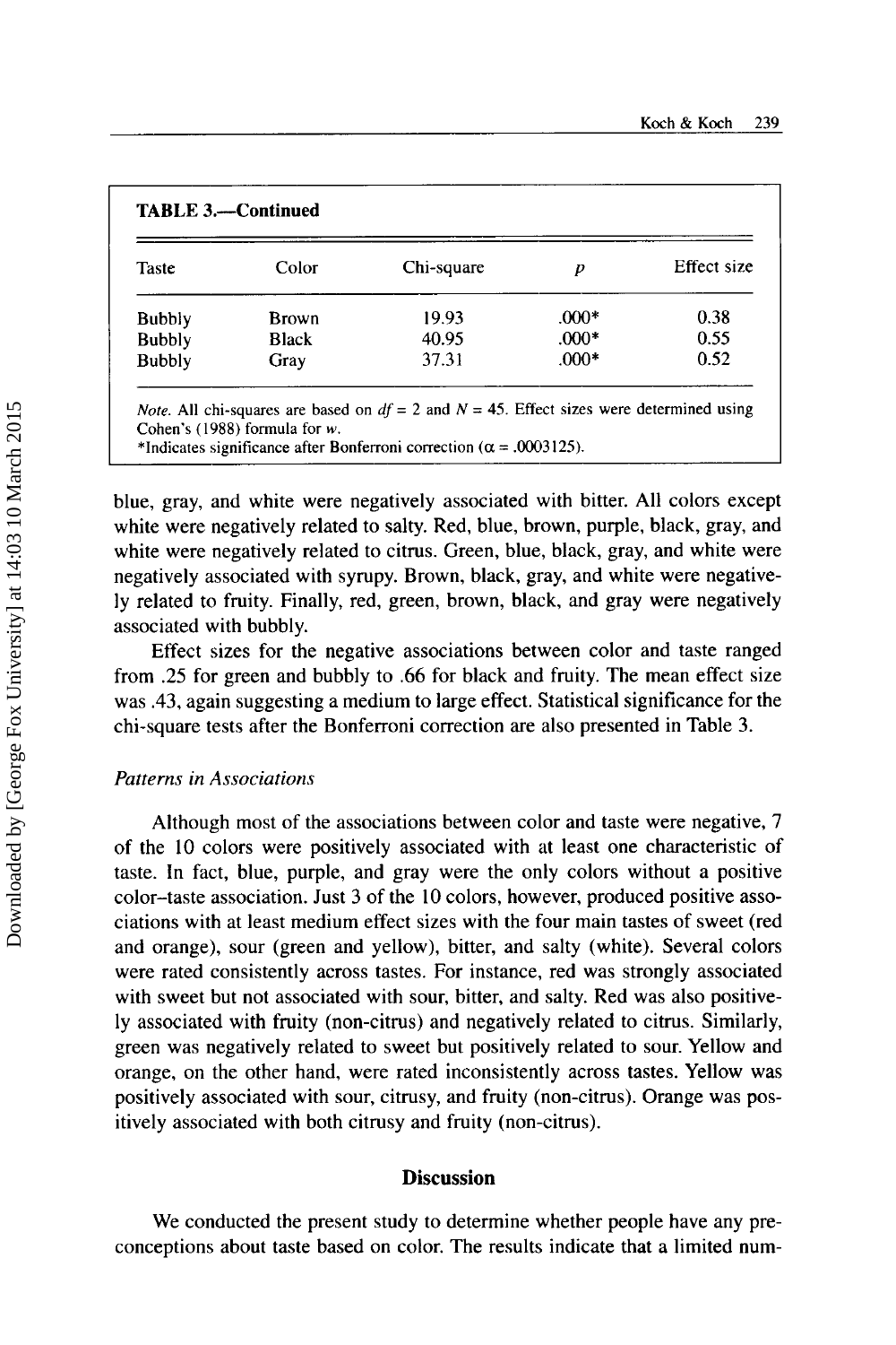**TABLE 3.—Continued**

| Taste | Color | Chi-square | *p* | Effect size |
|---|---|---|---|---|
| Bubbly | Brown | 19.93 | .000* | 0.38 |
| Bubbly | Black | 40.95 | .000* | 0.55 |
| Bubbly | Gray | 37.31 | .000* | 0.52 |

*Note.* All chi-squares are based on $df = 2$ and $N = 45$. Effect sizes were determined using Cohen's (1988) formula for $w$.
*Indicates significance after Bonferroni correction ($\alpha = .0003125$).

blue, gray, and white were negatively associated with bitter. All colors except white were negatively related to salty. Red, blue, brown, purple, black, gray, and white were negatively related to citrus. Green, blue, black, gray, and white were negatively associated with syrupy. Brown, black, gray, and white were negatively related to fruity. Finally, red, green, brown, black, and gray were negatively associated with bubbly.

Effect sizes for the negative associations between color and taste ranged from .25 for green and bubbly to .66 for black and fruity. The mean effect size was .43, again suggesting a medium to large effect. Statistical significance for the chi-square tests after the Bonferroni correction are also presented in Table 3.

*Patterns in Associations*

Although most of the associations between color and taste were negative, 7 of the 10 colors were positively associated with at least one characteristic of taste. In fact, blue, purple, and gray were the only colors without a positive color–taste association. Just 3 of the 10 colors, however, produced positive associations with at least medium effect sizes with the four main tastes of sweet (red and orange), sour (green and yellow), bitter, and salty (white). Several colors were rated consistently across tastes. For instance, red was strongly associated with sweet but not associated with sour, bitter, and salty. Red was also positively associated with fruity (non-citrus) and negatively related to citrus. Similarly, green was negatively related to sweet but positively related to sour. Yellow and orange, on the other hand, were rated inconsistently across tastes. Yellow was positively associated with sour, citrusy, and fruity (non-citrus). Orange was positively associated with both citrusy and fruity (non-citrus).

## Discussion

We conducted the present study to determine whether people have any preconceptions about taste based on color. The results indicate that a limited num-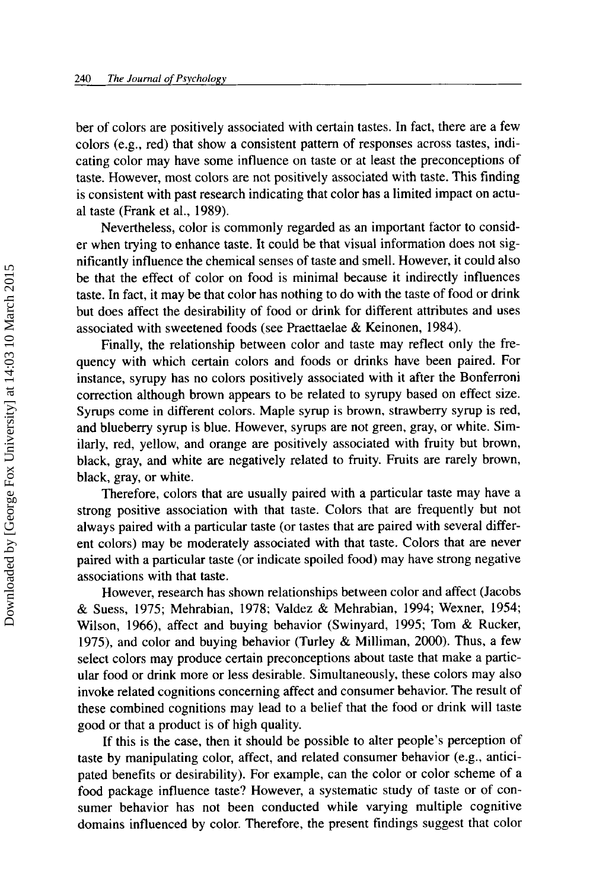ber of colors are positively associated with certain tastes. In fact, there are a few colors (e.g., red) that show a consistent pattern of responses across tastes, indicating color may have some influence on taste or at least the preconceptions of taste. However, most colors are not positively associated with taste. This finding is consistent with past research indicating that color has a limited impact on actual taste (Frank et al., 1989).

Nevertheless, color is commonly regarded as an important factor to consider when trying to enhance taste. It could be that visual information does not significantly influence the chemical senses of taste and smell. However, it could also be that the effect of color on food is minimal because it indirectly influences taste. In fact, it may be that color has nothing to do with the taste of food or drink but does affect the desirability of food or drink for different attributes and uses associated with sweetened foods (see Praettaelae & Keinonen, 1984).

Finally, the relationship between color and taste may reflect only the frequency with which certain colors and foods or drinks have been paired. For instance, syrupy has no colors positively associated with it after the Bonferroni correction although brown appears to be related to syrupy based on effect size. Syrups come in different colors. Maple syrup is brown, strawberry syrup is red, and blueberry syrup is blue. However, syrups are not green, gray, or white. Similarly, red, yellow, and orange are positively associated with fruity but brown, black, gray, and white are negatively related to fruity. Fruits are rarely brown, black, gray, or white.

Therefore, colors that are usually paired with a particular taste may have a strong positive association with that taste. Colors that are frequently but not always paired with a particular taste (or tastes that are paired with several different colors) may be moderately associated with that taste. Colors that are never paired with a particular taste (or indicate spoiled food) may have strong negative associations with that taste.

However, research has shown relationships between color and affect (Jacobs & Suess, 1975; Mehrabian, 1978; Valdez & Mehrabian, 1994; Wexner, 1954; Wilson, 1966), affect and buying behavior (Swinyard, 1995; Tom & Rucker, 1975), and color and buying behavior (Turley & Milliman, 2000). Thus, a few select colors may produce certain preconceptions about taste that make a particular food or drink more or less desirable. Simultaneously, these colors may also invoke related cognitions concerning affect and consumer behavior. The result of these combined cognitions may lead to a belief that the food or drink will taste good or that a product is of high quality.

If this is the case, then it should be possible to alter people's perception of taste by manipulating color, affect, and related consumer behavior (e.g., anticipated benefits or desirability). For example, can the color or color scheme of a food package influence taste? However, a systematic study of taste or of consumer behavior has not been conducted while varying multiple cognitive domains influenced by color. Therefore, the present findings suggest that color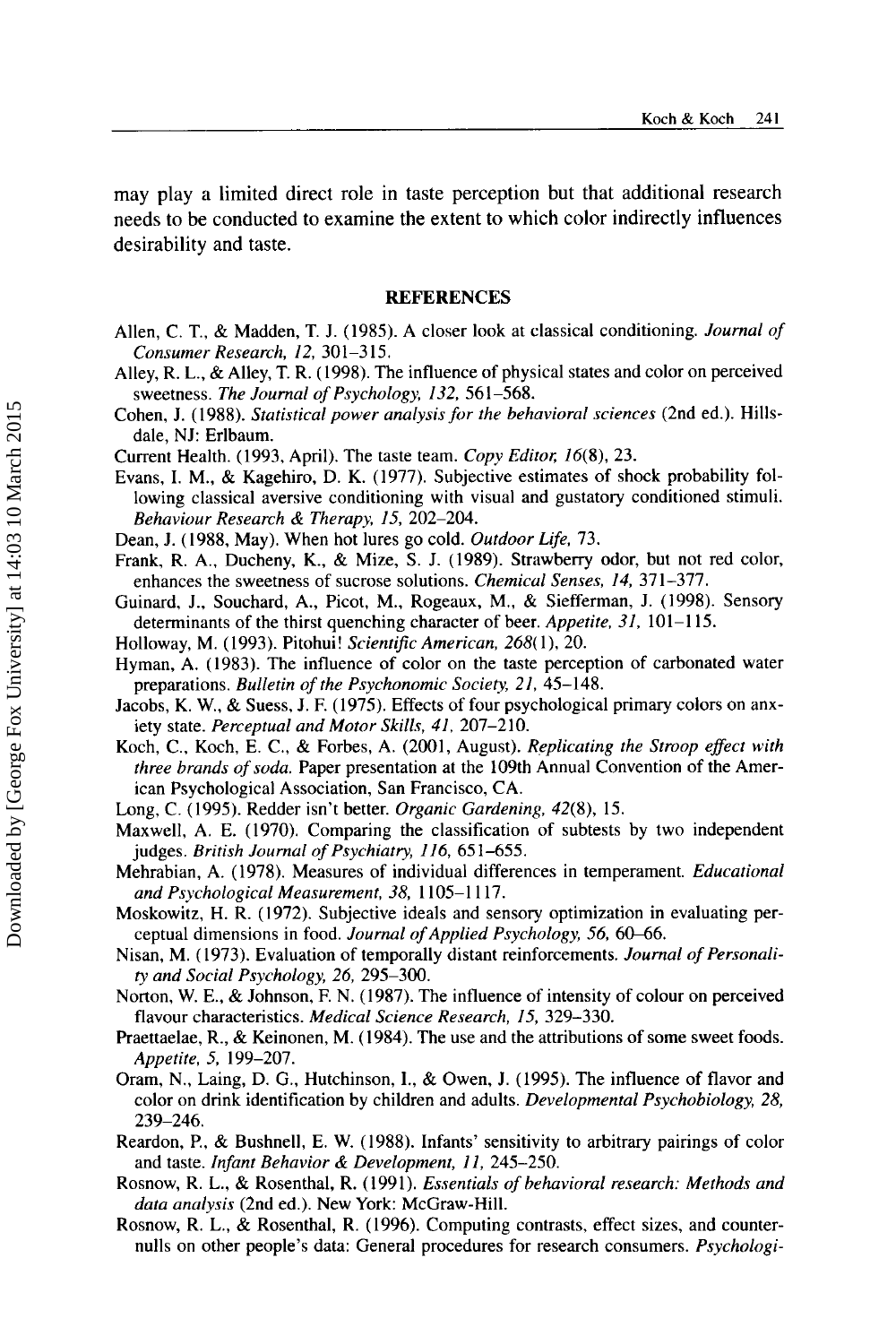may play a limited direct role in taste perception but that additional research needs to be conducted to examine the extent to which color indirectly influences desirability and taste.

## REFERENCES

Allen, C. T., & Madden, T. J. (1985). A closer look at classical conditioning. *Journal of Consumer Research, 12,* 301–315.

Alley, R. L., & Alley, T. R. (1998). The influence of physical states and color on perceived sweetness. *The Journal of Psychology, 132,* 561–568.

Cohen, J. (1988). *Statistical power analysis for the behavioral sciences* (2nd ed.). Hillsdale, NJ: Erlbaum.

Current Health. (1993, April). The taste team. *Copy Editor, 16*(8), 23.

Evans, I. M., & Kagehiro, D. K. (1977). Subjective estimates of shock probability following classical aversive conditioning with visual and gustatory conditioned stimuli. *Behaviour Research & Therapy, 15,* 202–204.

Dean, J. (1988, May). When hot lures go cold. *Outdoor Life,* 73.

Frank, R. A., Ducheny, K., & Mize, S. J. (1989). Strawberry odor, but not red color, enhances the sweetness of sucrose solutions. *Chemical Senses, 14,* 371–377.

Guinard, J., Souchard, A., Picot, M., Rogeaux, M., & Siefferman, J. (1998). Sensory determinants of the thirst quenching character of beer. *Appetite, 31,* 101–115.

Holloway, M. (1993). Pitohui! *Scientific American, 268*(1), 20.

Hyman, A. (1983). The influence of color on the taste perception of carbonated water preparations. *Bulletin of the Psychonomic Society, 21,* 45–148.

Jacobs, K. W., & Suess, J. F. (1975). Effects of four psychological primary colors on anxiety state. *Perceptual and Motor Skills, 41,* 207–210.

Koch, C., Koch, E. C., & Forbes, A. (2001, August). *Replicating the Stroop effect with three brands of soda.* Paper presentation at the 109th Annual Convention of the American Psychological Association, San Francisco, CA.

Long, C. (1995). Redder isn't better. *Organic Gardening, 42*(8), 15.

Maxwell, A. E. (1970). Comparing the classification of subtests by two independent judges. *British Journal of Psychiatry, 116,* 651–655.

Mehrabian, A. (1978). Measures of individual differences in temperament. *Educational and Psychological Measurement, 38,* 1105–1117.

Moskowitz, H. R. (1972). Subjective ideals and sensory optimization in evaluating perceptual dimensions in food. *Journal of Applied Psychology, 56,* 60–66.

Nisan, M. (1973). Evaluation of temporally distant reinforcements. *Journal of Personality and Social Psychology, 26,* 295–300.

Norton, W. E., & Johnson, F. N. (1987). The influence of intensity of colour on perceived flavour characteristics. *Medical Science Research, 15,* 329–330.

Praettaelae, R., & Keinonen, M. (1984). The use and the attributions of some sweet foods. *Appetite, 5,* 199–207.

Oram, N., Laing, D. G., Hutchinson, I., & Owen, J. (1995). The influence of flavor and color on drink identification by children and adults. *Developmental Psychobiology, 28,* 239–246.

Reardon, P., & Bushnell, E. W. (1988). Infants' sensitivity to arbitrary pairings of color and taste. *Infant Behavior & Development, 11,* 245–250.

Rosnow, R. L., & Rosenthal, R. (1991). *Essentials of behavioral research: Methods and data analysis* (2nd ed.). New York: McGraw-Hill.

Rosnow, R. L., & Rosenthal, R. (1996). Computing contrasts, effect sizes, and counternulls on other people's data: General procedures for research consumers. *Psychologi-*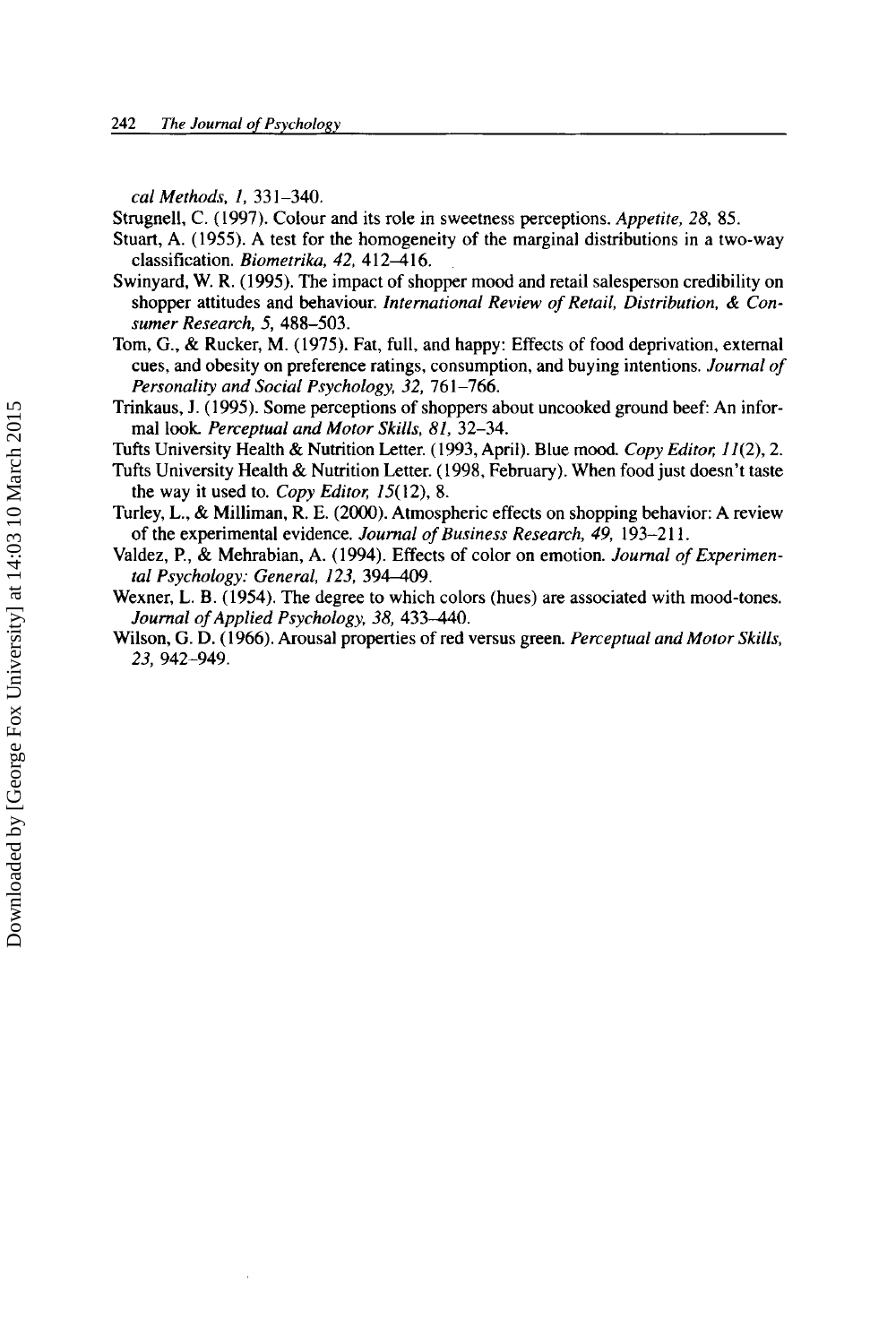*cal Methods, 1*, 331–340.

Strugnell, C. (1997). Colour and its role in sweetness perceptions. *Appetite, 28*, 85.

Stuart, A. (1955). A test for the homogeneity of the marginal distributions in a two-way classification. *Biometrika, 42*, 412–416.

Swinyard, W. R. (1995). The impact of shopper mood and retail salesperson credibility on shopper attitudes and behaviour. *International Review of Retail, Distribution, & Consumer Research, 5*, 488–503.

Tom, G., & Rucker, M. (1975). Fat, full, and happy: Effects of food deprivation, external cues, and obesity on preference ratings, consumption, and buying intentions. *Journal of Personality and Social Psychology, 32*, 761–766.

Trinkaus, J. (1995). Some perceptions of shoppers about uncooked ground beef: An informal look. *Perceptual and Motor Skills, 81*, 32–34.

Tufts University Health & Nutrition Letter. (1993, April). Blue mood. *Copy Editor, 11*(2), 2.

Tufts University Health & Nutrition Letter. (1998, February). When food just doesn't taste the way it used to. *Copy Editor, 15*(12), 8.

Turley, L., & Milliman, R. E. (2000). Atmospheric effects on shopping behavior: A review of the experimental evidence. *Journal of Business Research, 49*, 193–211.

Valdez, P., & Mehrabian, A. (1994). Effects of color on emotion. *Journal of Experimental Psychology: General, 123*, 394–409.

Wexner, L. B. (1954). The degree to which colors (hues) are associated with mood-tones. *Journal of Applied Psychology, 38*, 433–440.

Wilson, G. D. (1966). Arousal properties of red versus green. *Perceptual and Motor Skills, 23*, 942–949.